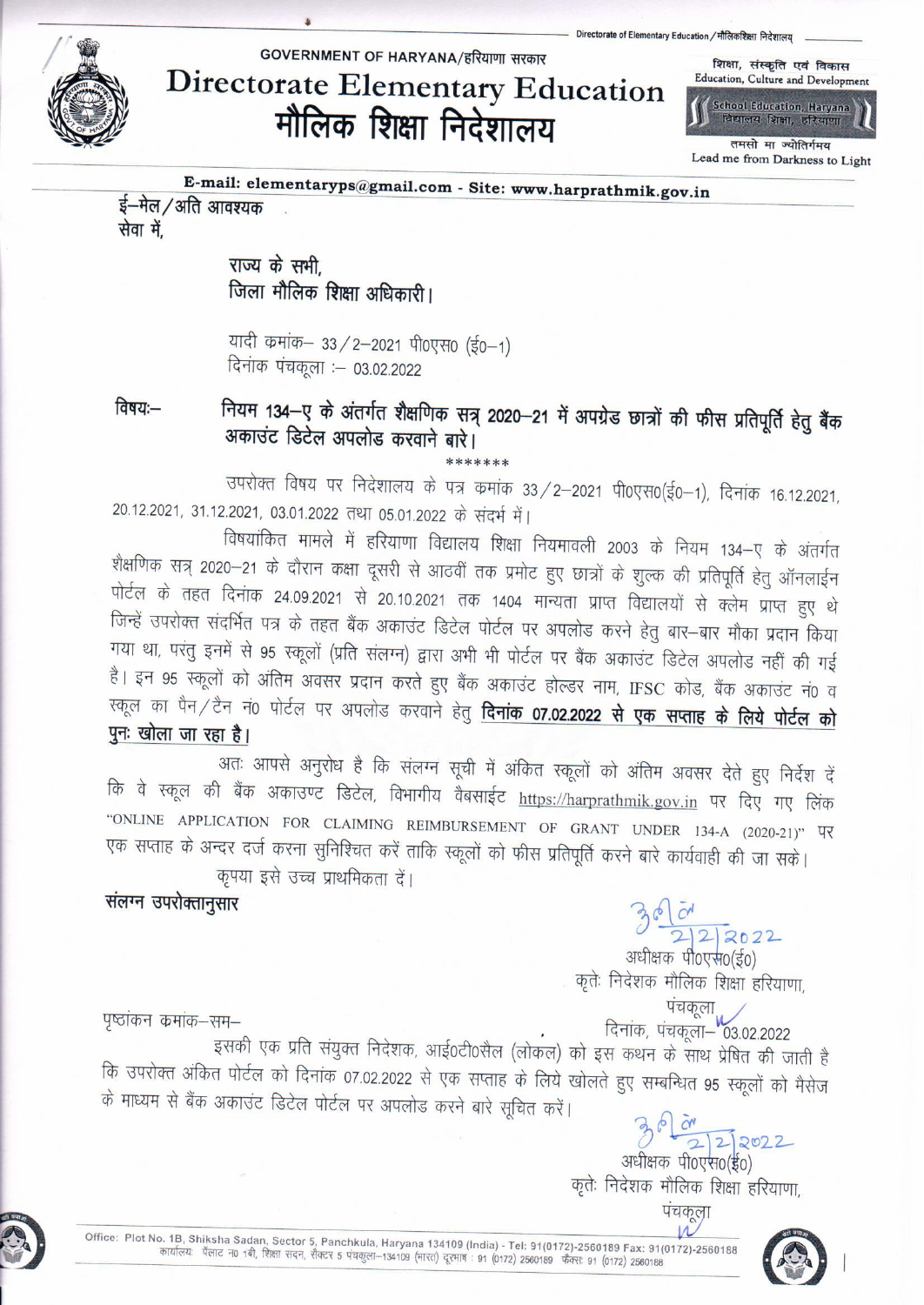Directorate of Elementary Education / मौलिकशिक्षा निदेशालय

GOVERNMENT OF HARYANA/हरियाणा सरकार

# Directorate Elementary Education
# मौलिक शिक्षा निदेशालय

शिक्षा, संस्कृति एवं विकास
Education, Culture and Development

School Education, Haryana
विद्यालय शिक्षा, हरियाणा

तमसो मा ज्योतिर्गमय
Lead me from Darkness to Light

**E-mail: elementaryps@gmail.com - Site: www.harprathmik.gov.in**

ई–मेल/अति आवश्यक

सेवा में,

> राज्य के सभी,
> जिला मौलिक शिक्षा अधिकारी।
>
> यादी क्रमांक– 33/2–2021 पी०एस० (ई०–1)
> दिनांक पंचकूला :– 03.02.2022

**विषय:– नियम 134–ए के अंतर्गत शैक्षणिक सत्र 2020–21 में अपग्रेड छात्रों की फीस प्रतिपूर्ति हेतु बैंक अकाउंट डिटेल अपलोड करवाने बारे।**

\*\*\*\*\*\*\*

उपरोक्त विषय पर निदेशालय के पत्र क्रमांक 33/2–2021 पी०एस०(ई०–1), दिनांक 16.12.2021, 20.12.2021, 31.12.2021, 03.01.2022 तथा 05.01.2022 के संदर्भ में।

विषयांकित मामले में हरियाणा विद्यालय शिक्षा नियमावली 2003 के नियम 134–ए के अंतर्गत शैक्षणिक सत्र 2020–21 के दौरान कक्षा दूसरी से आठवीं तक प्रमोट हुए छात्रों के शुल्क की प्रतिपूर्ति हेतु ऑनलाईन पोर्टल के तहत दिनांक 24.09.2021 से 20.10.2021 तक 1404 मान्यता प्राप्त विद्यालयों से क्लेम प्राप्त हुए थे जिन्हें उपरोक्त संदर्भित पत्र के तहत बैंक अकाउंट डिटेल पोर्टल पर अपलोड करने हेतु बार–बार मौका प्रदान किया गया था, परंतु इनमें से 95 स्कूलों (प्रति संलग्न) द्वारा अभी भी पोर्टल पर बैंक अकाउंट डिटेल अपलोड नहीं की गई है। इन 95 स्कूलों को अंतिम अवसर प्रदान करते हुए बैंक अकाउंट होल्डर नाम, IFSC कोड, बैंक अकाउंट नं० व स्कूल का पैन/टैन नं० पोर्टल पर अपलोड करवाने हेतु **<u>दिनांक 07.02.2022 से एक सप्ताह के लिये पोर्टल को पुनः खोला जा रहा है।</u>**

अतः आपसे अनुरोध है कि संलग्न सूची में अंकित स्कूलों को अंतिम अवसर देते हुए निर्देश दें कि वे स्कूल की बैंक अकाउण्ट डिटेल, विभागीय वैबसाईट https://harprathmik.gov.in पर दिए गए लिंक "ONLINE APPLICATION FOR CLAIMING REIMBURSEMENT OF GRANT UNDER 134-A (2020-21)" पर एक सप्ताह के अन्दर दर्ज करना सुनिश्चित करें ताकि स्कूलों को फीस प्रतिपूर्ति करने बारे कार्यवाही की जा सके।

कृपया इसे उच्च प्राथमिकता दें।

**संलग्न उपरोक्तानुसार**

2/2/2022
अधीक्षक पी०एस०(ई०)
कृतेः निदेशक मौलिक शिक्षा हरियाणा,
पंचकूला

पृष्ठांकन क्रमांक–सम– दिनांक, पंचकूला– 03.02.2022

इसकी एक प्रति संयुक्त निदेशक, आई०टी०सैल (लोकल) को इस कथन के साथ प्रेषित की जाती है कि उपरोक्त अंकित पोर्टल को दिनांक 07.02.2022 से एक सप्ताह के लिये खोलते हुए सम्बन्धित 95 स्कूलों को मैसेज के माध्यम से बैंक अकाउंट डिटेल पोर्टल पर अपलोड करने बारे सूचित करें।

2/2/2022
अधीक्षक पी०एस०(ई०)
कृतेः निदेशक मौलिक शिक्षा हरियाणा,
पंचकूला

Office: Plot No. 1B, Shiksha Sadan, Sector 5, Panchkula, Haryana 134109 (India) - Tel: 91(0172)-2560189 Fax: 91(0172)-2560188
कार्यालयः प्लॉट न० 1बी, शिक्षा सदन, सैक्टर 5 पंचकुला–134109 (भारत) दूरभाष : 91 (0172) 2560189 फैक्स: 91 (0172) 2560188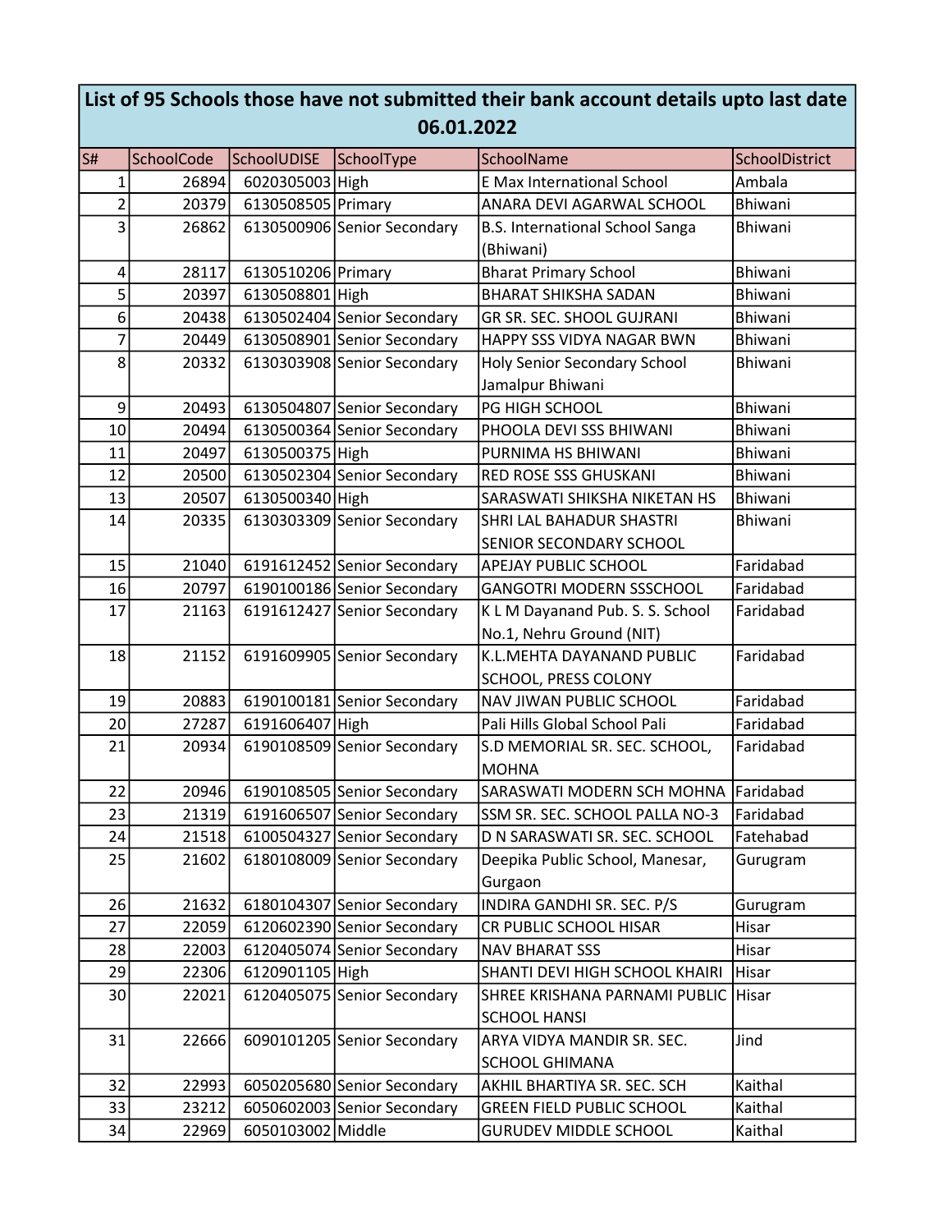| List of 95 Schools those have not submitted their bank account details upto last date 06.01.2022 | | | | | |
|---|---|---|---|---|---|
| S# | SchoolCode | SchoolUDISE | SchoolType | SchoolName | SchoolDistrict |
| 1 | 26894 | 6020305003 | High | E Max International School | Ambala |
| 2 | 20379 | 6130508505 | Primary | ANARA DEVI AGARWAL SCHOOL | Bhiwani |
| 3 | 26862 | 6130500906 | Senior Secondary | B.S. International School Sanga (Bhiwani) | Bhiwani |
| 4 | 28117 | 6130510206 | Primary | Bharat Primary School | Bhiwani |
| 5 | 20397 | 6130508801 | High | BHARAT SHIKSHA SADAN | Bhiwani |
| 6 | 20438 | 6130502404 | Senior Secondary | GR SR. SEC. SHOOL GUJRANI | Bhiwani |
| 7 | 20449 | 6130508901 | Senior Secondary | HAPPY SSS VIDYA NAGAR BWN | Bhiwani |
| 8 | 20332 | 6130303908 | Senior Secondary | Holy Senior Secondary School Jamalpur Bhiwani | Bhiwani |
| 9 | 20493 | 6130504807 | Senior Secondary | PG HIGH SCHOOL | Bhiwani |
| 10 | 20494 | 6130500364 | Senior Secondary | PHOOLA DEVI SSS BHIWANI | Bhiwani |
| 11 | 20497 | 6130500375 | High | PURNIMA HS BHIWANI | Bhiwani |
| 12 | 20500 | 6130502304 | Senior Secondary | RED ROSE SSS GHUSKANI | Bhiwani |
| 13 | 20507 | 6130500340 | High | SARASWATI SHIKSHA NIKETAN HS | Bhiwani |
| 14 | 20335 | 6130303309 | Senior Secondary | SHRI LAL BAHADUR SHASTRI SENIOR SECONDARY SCHOOL | Bhiwani |
| 15 | 21040 | 6191612452 | Senior Secondary | APEJAY PUBLIC SCHOOL | Faridabad |
| 16 | 20797 | 6190100186 | Senior Secondary | GANGOTRI MODERN SSSCHOOL | Faridabad |
| 17 | 21163 | 6191612427 | Senior Secondary | K L M Dayanand Pub. S. S. School No.1, Nehru Ground (NIT) | Faridabad |
| 18 | 21152 | 6191609905 | Senior Secondary | K.L.MEHTA DAYANAND PUBLIC SCHOOL, PRESS COLONY | Faridabad |
| 19 | 20883 | 6190100181 | Senior Secondary | NAV JIWAN PUBLIC SCHOOL | Faridabad |
| 20 | 27287 | 6191606407 | High | Pali Hills Global School Pali | Faridabad |
| 21 | 20934 | 6190108509 | Senior Secondary | S.D MEMORIAL SR. SEC. SCHOOL, MOHNA | Faridabad |
| 22 | 20946 | 6190108505 | Senior Secondary | SARASWATI MODERN SCH MOHNA | Faridabad |
| 23 | 21319 | 6191606507 | Senior Secondary | SSM SR. SEC. SCHOOL PALLA NO-3 | Faridabad |
| 24 | 21518 | 6100504327 | Senior Secondary | D N SARASWATI SR. SEC. SCHOOL | Fatehabad |
| 25 | 21602 | 6180108009 | Senior Secondary | Deepika Public School, Manesar, Gurgaon | Gurugram |
| 26 | 21632 | 6180104307 | Senior Secondary | INDIRA GANDHI SR. SEC. P/S | Gurugram |
| 27 | 22059 | 6120602390 | Senior Secondary | CR PUBLIC SCHOOL HISAR | Hisar |
| 28 | 22003 | 6120405074 | Senior Secondary | NAV BHARAT SSS | Hisar |
| 29 | 22306 | 6120901105 | High | SHANTI DEVI HIGH SCHOOL KHAIRI | Hisar |
| 30 | 22021 | 6120405075 | Senior Secondary | SHREE KRISHANA PARNAMI PUBLIC SCHOOL HANSI | Hisar |
| 31 | 22666 | 6090101205 | Senior Secondary | ARYA VIDYA MANDIR SR. SEC. SCHOOL GHIMANA | Jind |
| 32 | 22993 | 6050205680 | Senior Secondary | AKHIL BHARTIYA SR. SEC. SCH | Kaithal |
| 33 | 23212 | 6050602003 | Senior Secondary | GREEN FIELD PUBLIC SCHOOL | Kaithal |
| 34 | 22969 | 6050103002 | Middle | GURUDEV MIDDLE SCHOOL | Kaithal |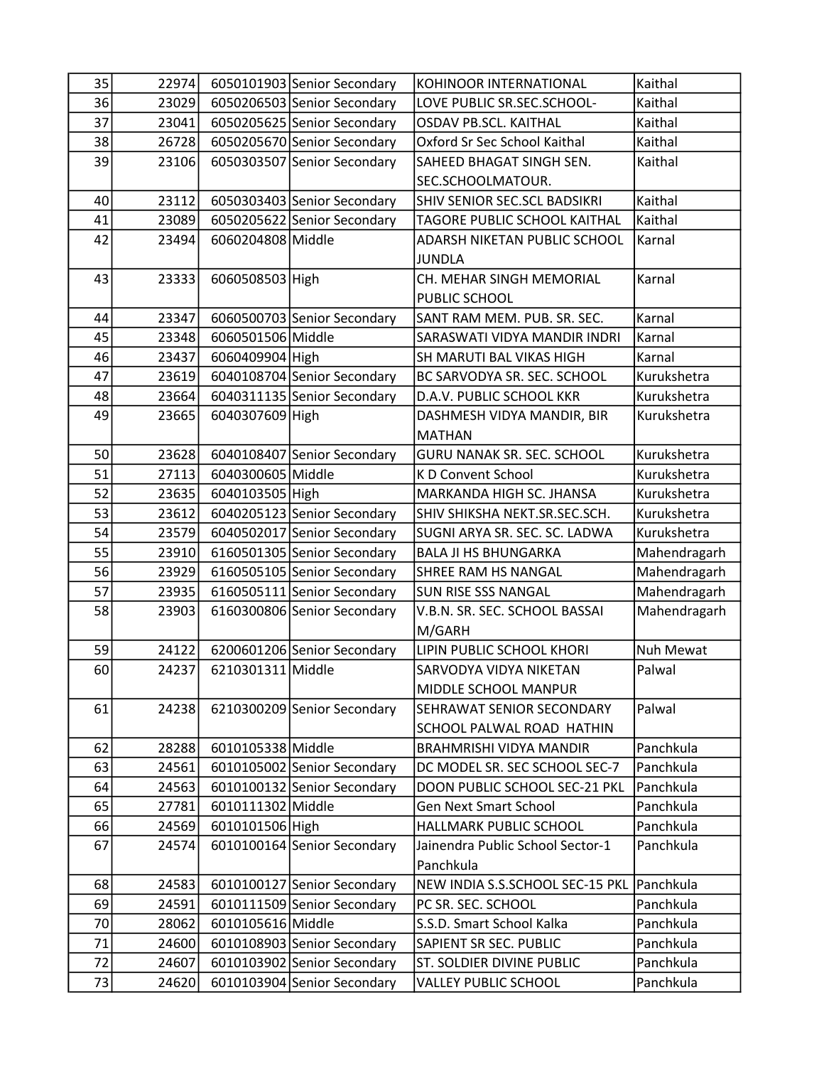| | | | | | |
|---|---|---|---|---|---|
| 35 | 22974 | 6050101903 | Senior Secondary | KOHINOOR INTERNATIONAL | Kaithal |
| 36 | 23029 | 6050206503 | Senior Secondary | LOVE PUBLIC SR.SEC.SCHOOL- | Kaithal |
| 37 | 23041 | 6050205625 | Senior Secondary | OSDAV PB.SCL. KAITHAL | Kaithal |
| 38 | 26728 | 6050205670 | Senior Secondary | Oxford Sr Sec School Kaithal | Kaithal |
| 39 | 23106 | 6050303507 | Senior Secondary | SAHEED BHAGAT SINGH SEN. SEC.SCHOOLMATOUR. | Kaithal |
| 40 | 23112 | 6050303403 | Senior Secondary | SHIV SENIOR SEC.SCL BADSIKRI | Kaithal |
| 41 | 23089 | 6050205622 | Senior Secondary | TAGORE PUBLIC SCHOOL KAITHAL | Kaithal |
| 42 | 23494 | 6060204808 | Middle | ADARSH NIKETAN PUBLIC SCHOOL JUNDLA | Karnal |
| 43 | 23333 | 6060508503 | High | CH. MEHAR SINGH MEMORIAL PUBLIC SCHOOL | Karnal |
| 44 | 23347 | 6060500703 | Senior Secondary | SANT RAM MEM. PUB. SR. SEC. | Karnal |
| 45 | 23348 | 6060501506 | Middle | SARASWATI VIDYA MANDIR INDRI | Karnal |
| 46 | 23437 | 6060409904 | High | SH MARUTI BAL VIKAS HIGH | Karnal |
| 47 | 23619 | 6040108704 | Senior Secondary | BC SARVODYA SR. SEC. SCHOOL | Kurukshetra |
| 48 | 23664 | 6040311135 | Senior Secondary | D.A.V. PUBLIC SCHOOL KKR | Kurukshetra |
| 49 | 23665 | 6040307609 | High | DASHMESH VIDYA MANDIR, BIR MATHAN | Kurukshetra |
| 50 | 23628 | 6040108407 | Senior Secondary | GURU NANAK SR. SEC. SCHOOL | Kurukshetra |
| 51 | 27113 | 6040300605 | Middle | K D Convent School | Kurukshetra |
| 52 | 23635 | 6040103505 | High | MARKANDA HIGH SC. JHANSA | Kurukshetra |
| 53 | 23612 | 6040205123 | Senior Secondary | SHIV SHIKSHA NEKT.SR.SEC.SCH. | Kurukshetra |
| 54 | 23579 | 6040502017 | Senior Secondary | SUGNI ARYA SR. SEC. SC. LADWA | Kurukshetra |
| 55 | 23910 | 6160501305 | Senior Secondary | BALA JI HS BHUNGARKA | Mahendragarh |
| 56 | 23929 | 6160505105 | Senior Secondary | SHREE RAM HS NANGAL | Mahendragarh |
| 57 | 23935 | 6160505111 | Senior Secondary | SUN RISE SSS NANGAL | Mahendragarh |
| 58 | 23903 | 6160300806 | Senior Secondary | V.B.N. SR. SEC. SCHOOL BASSAI M/GARH | Mahendragarh |
| 59 | 24122 | 6200601206 | Senior Secondary | LIPIN PUBLIC SCHOOL KHORI | Nuh Mewat |
| 60 | 24237 | 6210301311 | Middle | SARVODYA VIDYA NIKETAN MIDDLE SCHOOL MANPUR | Palwal |
| 61 | 24238 | 6210300209 | Senior Secondary | SEHRAWAT SENIOR SECONDARY SCHOOL PALWAL ROAD HATHIN | Palwal |
| 62 | 28288 | 6010105338 | Middle | BRAHMRISHI VIDYA MANDIR | Panchkula |
| 63 | 24561 | 6010105002 | Senior Secondary | DC MODEL SR. SEC SCHOOL SEC-7 | Panchkula |
| 64 | 24563 | 6010100132 | Senior Secondary | DOON PUBLIC SCHOOL SEC-21 PKL | Panchkula |
| 65 | 27781 | 6010111302 | Middle | Gen Next Smart School | Panchkula |
| 66 | 24569 | 6010101506 | High | HALLMARK PUBLIC SCHOOL | Panchkula |
| 67 | 24574 | 6010100164 | Senior Secondary | Jainendra Public School Sector-1 Panchkula | Panchkula |
| 68 | 24583 | 6010100127 | Senior Secondary | NEW INDIA S.S.SCHOOL SEC-15 PKL | Panchkula |
| 69 | 24591 | 6010111509 | Senior Secondary | PC SR. SEC. SCHOOL | Panchkula |
| 70 | 28062 | 6010105616 | Middle | S.S.D. Smart School Kalka | Panchkula |
| 71 | 24600 | 6010108903 | Senior Secondary | SAPIENT SR SEC. PUBLIC | Panchkula |
| 72 | 24607 | 6010103902 | Senior Secondary | ST. SOLDIER DIVINE PUBLIC | Panchkula |
| 73 | 24620 | 6010103904 | Senior Secondary | VALLEY PUBLIC SCHOOL | Panchkula |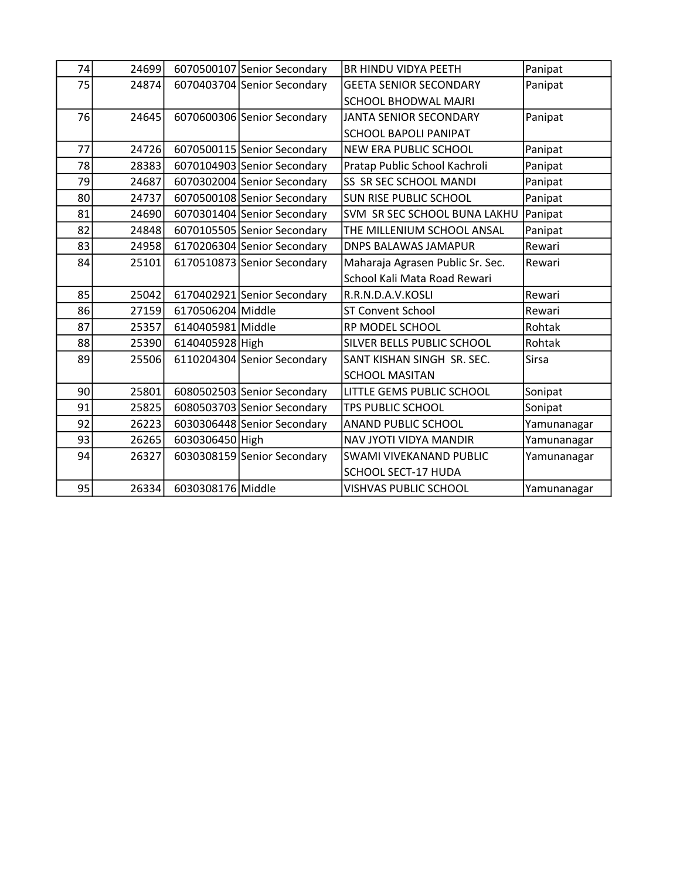| | | | | | |
|---|---|---|---|---|---|
| 74 | 24699 | 6070500107 | Senior Secondary | BR HINDU VIDYA PEETH | Panipat |
| 75 | 24874 | 6070403704 | Senior Secondary | GEETA SENIOR SECONDARY SCHOOL BHODWAL MAJRI | Panipat |
| 76 | 24645 | 6070600306 | Senior Secondary | JANTA SENIOR SECONDARY SCHOOL BAPOLI PANIPAT | Panipat |
| 77 | 24726 | 6070500115 | Senior Secondary | NEW ERA PUBLIC SCHOOL | Panipat |
| 78 | 28383 | 6070104903 | Senior Secondary | Pratap Public School Kachroli | Panipat |
| 79 | 24687 | 6070302004 | Senior Secondary | SS SR SEC SCHOOL MANDI | Panipat |
| 80 | 24737 | 6070500108 | Senior Secondary | SUN RISE PUBLIC SCHOOL | Panipat |
| 81 | 24690 | 6070301404 | Senior Secondary | SVM SR SEC SCHOOL BUNA LAKHU | Panipat |
| 82 | 24848 | 6070105505 | Senior Secondary | THE MILLENIUM SCHOOL ANSAL | Panipat |
| 83 | 24958 | 6170206304 | Senior Secondary | DNPS BALAWAS JAMAPUR | Rewari |
| 84 | 25101 | 6170510873 | Senior Secondary | Maharaja Agrasen Public Sr. Sec. School Kali Mata Road Rewari | Rewari |
| 85 | 25042 | 6170402921 | Senior Secondary | R.R.N.D.A.V.KOSLI | Rewari |
| 86 | 27159 | 6170506204 | Middle | ST Convent School | Rewari |
| 87 | 25357 | 6140405981 | Middle | RP MODEL SCHOOL | Rohtak |
| 88 | 25390 | 6140405928 | High | SILVER BELLS PUBLIC SCHOOL | Rohtak |
| 89 | 25506 | 6110204304 | Senior Secondary | SANT KISHAN SINGH SR. SEC. SCHOOL MASITAN | Sirsa |
| 90 | 25801 | 6080502503 | Senior Secondary | LITTLE GEMS PUBLIC SCHOOL | Sonipat |
| 91 | 25825 | 6080503703 | Senior Secondary | TPS PUBLIC SCHOOL | Sonipat |
| 92 | 26223 | 6030306448 | Senior Secondary | ANAND PUBLIC SCHOOL | Yamunanagar |
| 93 | 26265 | 6030306450 | High | NAV JYOTI VIDYA MANDIR | Yamunanagar |
| 94 | 26327 | 6030308159 | Senior Secondary | SWAMI VIVEKANAND PUBLIC SCHOOL SECT-17 HUDA | Yamunanagar |
| 95 | 26334 | 6030308176 | Middle | VISHVAS PUBLIC SCHOOL | Yamunanagar |